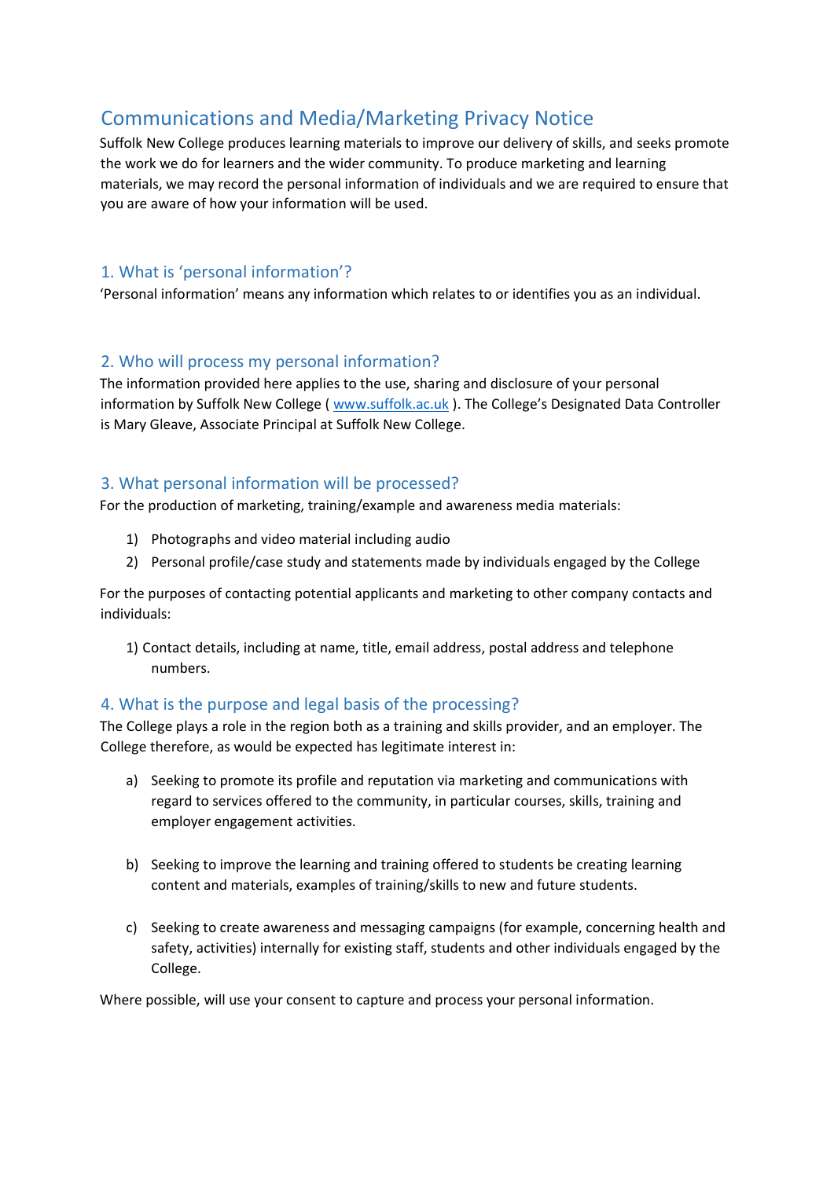# Communications and Media/Marketing Privacy Notice

Suffolk New College produces learning materials to improve our delivery of skills, and seeks promote the work we do for learners and the wider community. To produce marketing and learning materials, we may record the personal information of individuals and we are required to ensure that you are aware of how your information will be used.

## 1. What is 'personal information'?

'Personal information' means any information which relates to or identifies you as an individual.

## 2. Who will process my personal information?

The information provided here applies to the use, sharing and disclosure of your personal information by Suffolk New College ( www.suffolk.ac.uk ). The College's Designated Data Controller is Mary Gleave, Associate Principal at Suffolk New College.

## 3. What personal information will be processed?

For the production of marketing, training/example and awareness media materials:

1) Photographs and video material including audio
2) Personal profile/case study and statements made by individuals engaged by the College

For the purposes of contacting potential applicants and marketing to other company contacts and individuals:

1) Contact details, including at name, title, email address, postal address and telephone numbers.

## 4. What is the purpose and legal basis of the processing?

The College plays a role in the region both as a training and skills provider, and an employer. The College therefore, as would be expected has legitimate interest in:

a) Seeking to promote its profile and reputation via marketing and communications with regard to services offered to the community, in particular courses, skills, training and employer engagement activities.

b) Seeking to improve the learning and training offered to students be creating learning content and materials, examples of training/skills to new and future students.

c) Seeking to create awareness and messaging campaigns (for example, concerning health and safety, activities) internally for existing staff, students and other individuals engaged by the College.

Where possible, will use your consent to capture and process your personal information.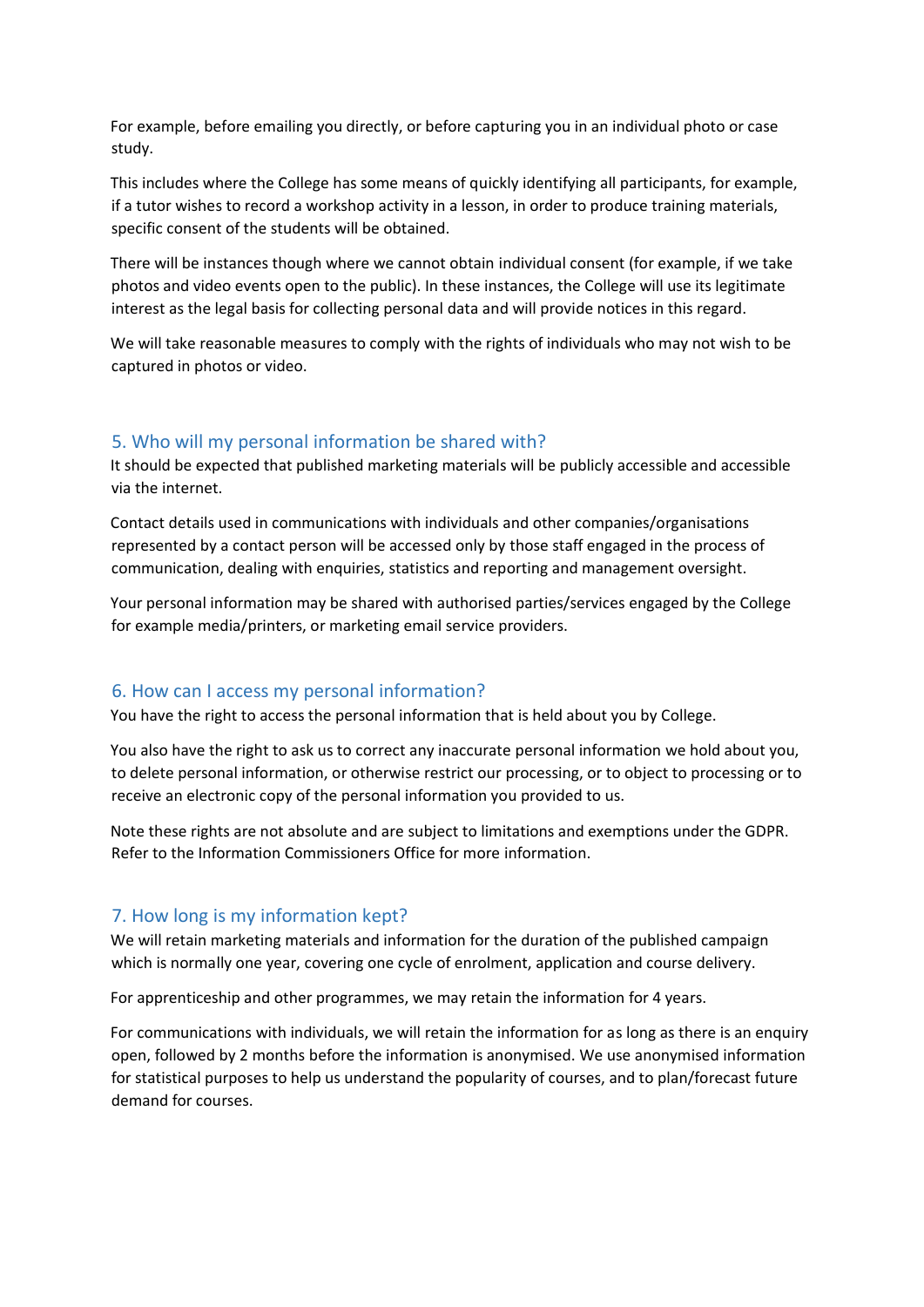For example, before emailing you directly, or before capturing you in an individual photo or case study.

This includes where the College has some means of quickly identifying all participants, for example, if a tutor wishes to record a workshop activity in a lesson, in order to produce training materials, specific consent of the students will be obtained.

There will be instances though where we cannot obtain individual consent (for example, if we take photos and video events open to the public). In these instances, the College will use its legitimate interest as the legal basis for collecting personal data and will provide notices in this regard.

We will take reasonable measures to comply with the rights of individuals who may not wish to be captured in photos or video.

## 5. Who will my personal information be shared with?

It should be expected that published marketing materials will be publicly accessible and accessible via the internet.

Contact details used in communications with individuals and other companies/organisations represented by a contact person will be accessed only by those staff engaged in the process of communication, dealing with enquiries, statistics and reporting and management oversight.

Your personal information may be shared with authorised parties/services engaged by the College for example media/printers, or marketing email service providers.

## 6. How can I access my personal information?

You have the right to access the personal information that is held about you by College.

You also have the right to ask us to correct any inaccurate personal information we hold about you, to delete personal information, or otherwise restrict our processing, or to object to processing or to receive an electronic copy of the personal information you provided to us.

Note these rights are not absolute and are subject to limitations and exemptions under the GDPR. Refer to the Information Commissioners Office for more information.

## 7. How long is my information kept?

We will retain marketing materials and information for the duration of the published campaign which is normally one year, covering one cycle of enrolment, application and course delivery.

For apprenticeship and other programmes, we may retain the information for 4 years.

For communications with individuals, we will retain the information for as long as there is an enquiry open, followed by 2 months before the information is anonymised. We use anonymised information for statistical purposes to help us understand the popularity of courses, and to plan/forecast future demand for courses.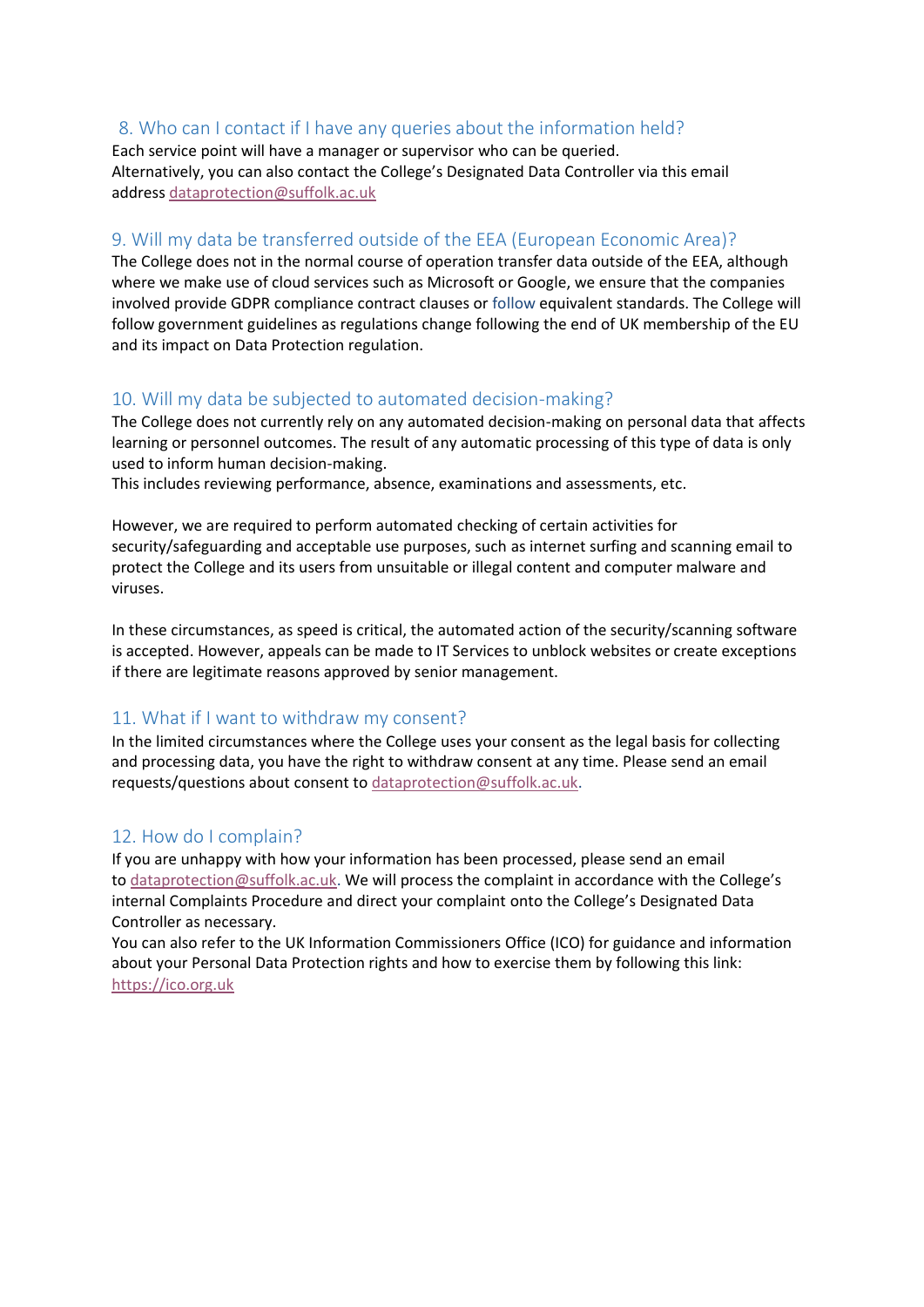## 8. Who can I contact if I have any queries about the information held?

Each service point will have a manager or supervisor who can be queried.
Alternatively, you can also contact the College's Designated Data Controller via this email address dataprotection@suffolk.ac.uk

## 9. Will my data be transferred outside of the EEA (European Economic Area)?

The College does not in the normal course of operation transfer data outside of the EEA, although where we make use of cloud services such as Microsoft or Google, we ensure that the companies involved provide GDPR compliance contract clauses or follow equivalent standards. The College will follow government guidelines as regulations change following the end of UK membership of the EU and its impact on Data Protection regulation.

## 10. Will my data be subjected to automated decision-making?

The College does not currently rely on any automated decision-making on personal data that affects learning or personnel outcomes. The result of any automatic processing of this type of data is only used to inform human decision-making.
This includes reviewing performance, absence, examinations and assessments, etc.

However, we are required to perform automated checking of certain activities for security/safeguarding and acceptable use purposes, such as internet surfing and scanning email to protect the College and its users from unsuitable or illegal content and computer malware and viruses.

In these circumstances, as speed is critical, the automated action of the security/scanning software is accepted. However, appeals can be made to IT Services to unblock websites or create exceptions if there are legitimate reasons approved by senior management.

## 11. What if I want to withdraw my consent?

In the limited circumstances where the College uses your consent as the legal basis for collecting and processing data, you have the right to withdraw consent at any time. Please send an email requests/questions about consent to dataprotection@suffolk.ac.uk.

## 12. How do I complain?

If you are unhappy with how your information has been processed, please send an email to dataprotection@suffolk.ac.uk. We will process the complaint in accordance with the College's internal Complaints Procedure and direct your complaint onto the College's Designated Data Controller as necessary.
You can also refer to the UK Information Commissioners Office (ICO) for guidance and information about your Personal Data Protection rights and how to exercise them by following this link: https://ico.org.uk